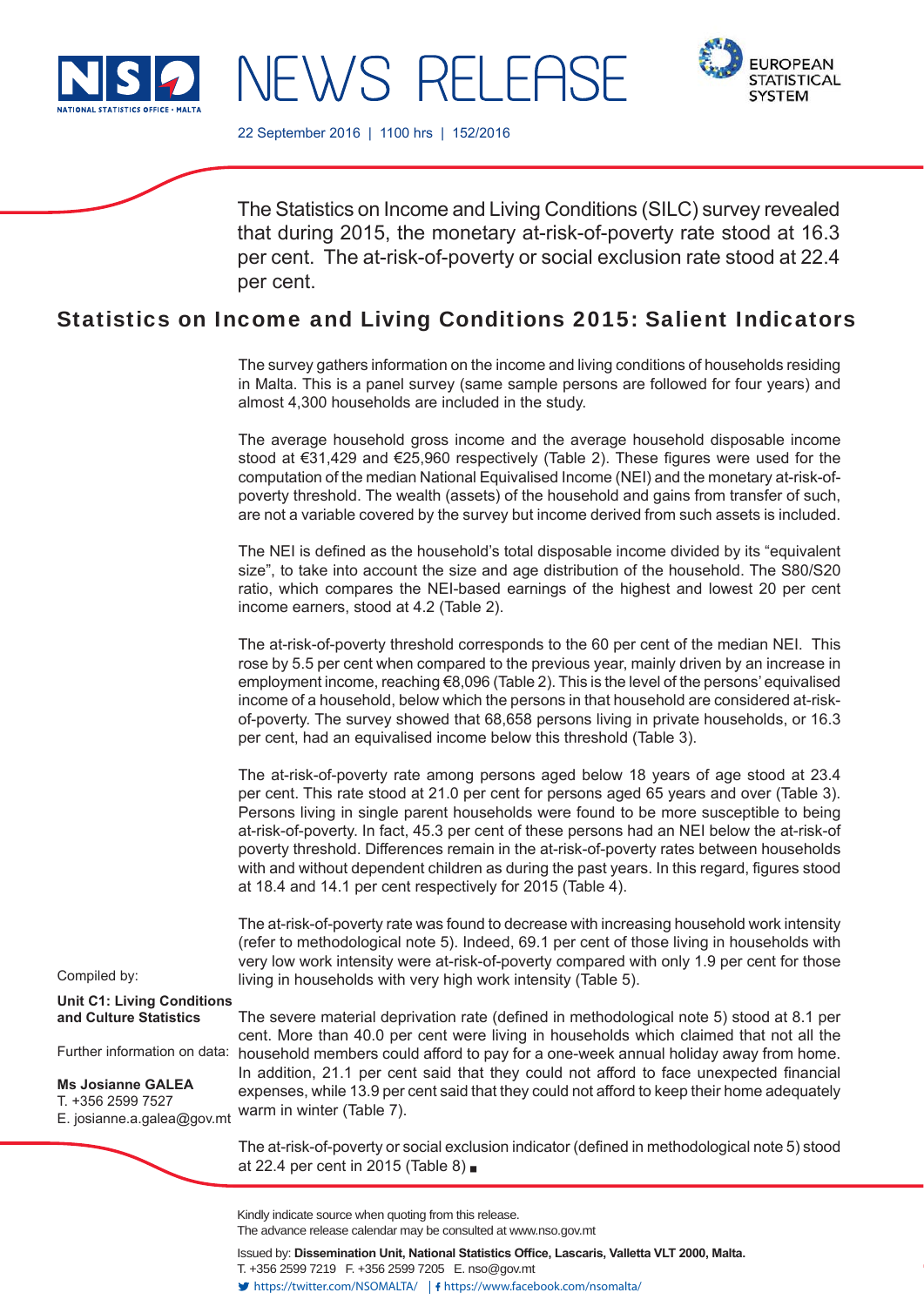NSO NATIONAL STATISTICS OFFICE · MALTA

# NEWS RELEASE

EUROPEAN STATISTICAL SYSTEM

22 September 2016 | 1100 hrs | 152/2016

The Statistics on Income and Living Conditions (SILC) survey revealed that during 2015, the monetary at-risk-of-poverty rate stood at 16.3 per cent. The at-risk-of-poverty or social exclusion rate stood at 22.4 per cent.

## Statistics on Income and Living Conditions 2015: Salient Indicators

The survey gathers information on the income and living conditions of households residing in Malta. This is a panel survey (same sample persons are followed for four years) and almost 4,300 households are included in the study.

The average household gross income and the average household disposable income stood at €31,429 and €25,960 respectively (Table 2). These figures were used for the computation of the median National Equivalised Income (NEI) and the monetary at-risk-of-poverty threshold. The wealth (assets) of the household and gains from transfer of such, are not a variable covered by the survey but income derived from such assets is included.

The NEI is defined as the household's total disposable income divided by its "equivalent size", to take into account the size and age distribution of the household. The S80/S20 ratio, which compares the NEI-based earnings of the highest and lowest 20 per cent income earners, stood at 4.2 (Table 2).

The at-risk-of-poverty threshold corresponds to the 60 per cent of the median NEI. This rose by 5.5 per cent when compared to the previous year, mainly driven by an increase in employment income, reaching €8,096 (Table 2). This is the level of the persons' equivalised income of a household, below which the persons in that household are considered at-risk-of-poverty. The survey showed that 68,658 persons living in private households, or 16.3 per cent, had an equivalised income below this threshold (Table 3).

The at-risk-of-poverty rate among persons aged below 18 years of age stood at 23.4 per cent. This rate stood at 21.0 per cent for persons aged 65 years and over (Table 3). Persons living in single parent households were found to be more susceptible to being at-risk-of-poverty. In fact, 45.3 per cent of these persons had an NEI below the at-risk-of poverty threshold. Differences remain in the at-risk-of-poverty rates between households with and without dependent children as during the past years. In this regard, figures stood at 18.4 and 14.1 per cent respectively for 2015 (Table 4).

The at-risk-of-poverty rate was found to decrease with increasing household work intensity (refer to methodological note 5). Indeed, 69.1 per cent of those living in households with very low work intensity were at-risk-of-poverty compared with only 1.9 per cent for those living in households with very high work intensity (Table 5).

The severe material deprivation rate (defined in methodological note 5) stood at 8.1 per cent. More than 40.0 per cent were living in households which claimed that not all the household members could afford to pay for a one-week annual holiday away from home. In addition, 21.1 per cent said that they could not afford to face unexpected financial expenses, while 13.9 per cent said that they could not afford to keep their home adequately warm in winter (Table 7).

The at-risk-of-poverty or social exclusion indicator (defined in methodological note 5) stood at 22.4 per cent in 2015 (Table 8) ■

Compiled by:

**Unit C1: Living Conditions and Culture Statistics**

Further information on data:

**Ms Josianne GALEA**
T. +356 2599 7527
E. josianne.a.galea@gov.mt

Kindly indicate source when quoting from this release.
The advance release calendar may be consulted at www.nso.gov.mt

Issued by: **Dissemination Unit, National Statistics Office, Lascaris, Valletta VLT 2000, Malta.**
T. +356 2599 7219 F. +356 2599 7205 E. nso@gov.mt
https://twitter.com/NSOMALTA/ | https://www.facebook.com/nsomalta/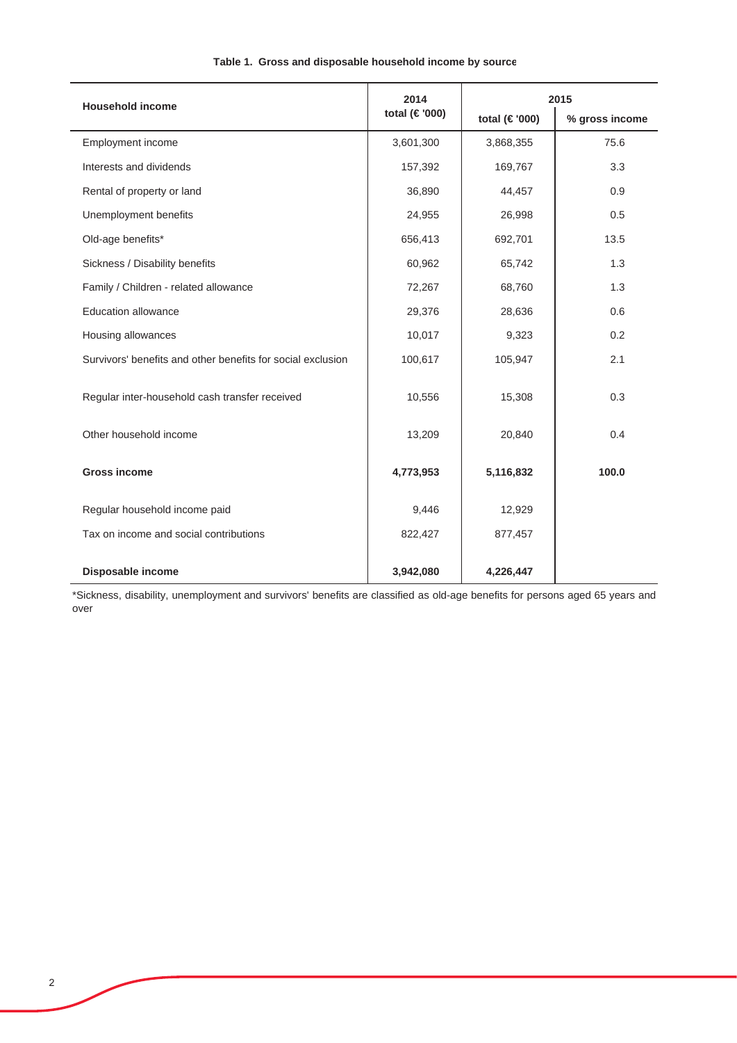**Table 1. Gross and disposable household income by source**

| Household income | 2014 | 2015 | |
|---|---|---|---|
| | total (€ '000) | total (€ '000) | % gross income |
| Employment income | 3,601,300 | 3,868,355 | 75.6 |
| Interests and dividends | 157,392 | 169,767 | 3.3 |
| Rental of property or land | 36,890 | 44,457 | 0.9 |
| Unemployment benefits | 24,955 | 26,998 | 0.5 |
| Old-age benefits* | 656,413 | 692,701 | 13.5 |
| Sickness / Disability benefits | 60,962 | 65,742 | 1.3 |
| Family / Children - related allowance | 72,267 | 68,760 | 1.3 |
| Education allowance | 29,376 | 28,636 | 0.6 |
| Housing allowances | 10,017 | 9,323 | 0.2 |
| Survivors' benefits and other benefits for social exclusion | 100,617 | 105,947 | 2.1 |
| Regular inter-household cash transfer received | 10,556 | 15,308 | 0.3 |
| Other household income | 13,209 | 20,840 | 0.4 |
| **Gross income** | **4,773,953** | **5,116,832** | **100.0** |
| Regular household income paid | 9,446 | 12,929 | |
| Tax on income and social contributions | 822,427 | 877,457 | |
| **Disposable income** | **3,942,080** | **4,226,447** | |

*Sickness, disability, unemployment and survivors' benefits are classified as old-age benefits for persons aged 65 years and over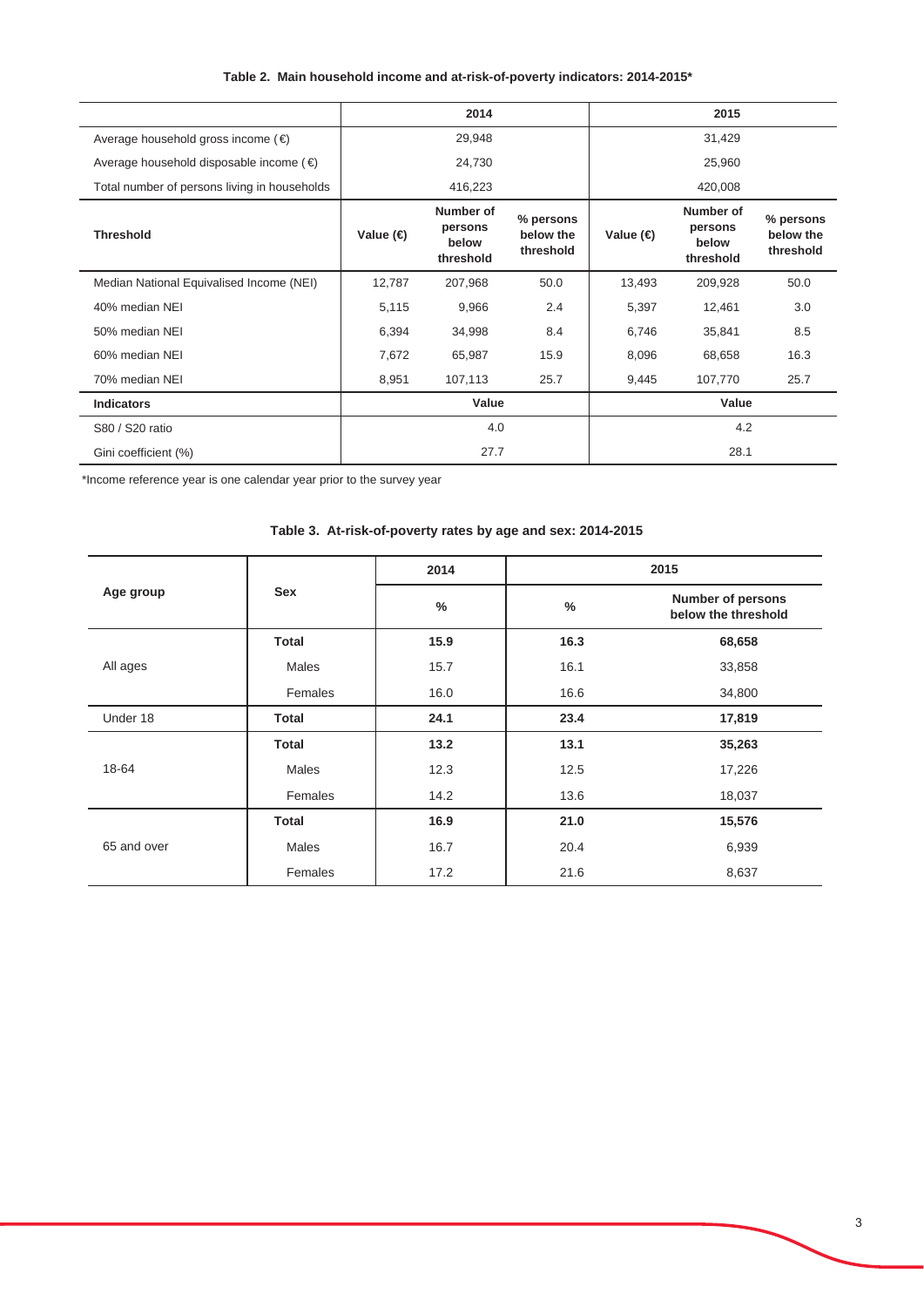**Table 2. Main household income and at-risk-of-poverty indicators: 2014-2015***

| | 2014 | | | 2015 | | |
|---|---|---|---|---|---|---|
| Average household gross income (€) | 29,948 | | | 31,429 | | |
| Average household disposable income (€) | 24,730 | | | 25,960 | | |
| Total number of persons living in households | 416,223 | | | 420,008 | | |
| **Threshold** | **Value (€)** | **Number of persons below threshold** | **% persons below the threshold** | **Value (€)** | **Number of persons below threshold** | **% persons below the threshold** |
| Median National Equivalised Income (NEI) | 12,787 | 207,968 | 50.0 | 13,493 | 209,928 | 50.0 |
| 40% median NEI | 5,115 | 9,966 | 2.4 | 5,397 | 12,461 | 3.0 |
| 50% median NEI | 6,394 | 34,998 | 8.4 | 6,746 | 35,841 | 8.5 |
| 60% median NEI | 7,672 | 65,987 | 15.9 | 8,096 | 68,658 | 16.3 |
| 70% median NEI | 8,951 | 107,113 | 25.7 | 9,445 | 107,770 | 25.7 |
| **Indicators** | **Value** | | | **Value** | | |
| S80 / S20 ratio | 4.0 | | | 4.2 | | |
| Gini coefficient (%) | 27.7 | | | 28.1 | | |

*Income reference year is one calendar year prior to the survey year

**Table 3. At-risk-of-poverty rates by age and sex: 2014-2015**

| Age group | Sex | 2014 | 2015 | |
|---|---|---|---|---|
| | | **%** | **%** | **Number of persons below the threshold** |
| All ages | **Total** | **15.9** | **16.3** | **68,658** |
| | Males | 15.7 | 16.1 | 33,858 |
| | Females | 16.0 | 16.6 | 34,800 |
| Under 18 | **Total** | **24.1** | **23.4** | **17,819** |
| 18-64 | **Total** | **13.2** | **13.1** | **35,263** |
| | Males | 12.3 | 12.5 | 17,226 |
| | Females | 14.2 | 13.6 | 18,037 |
| 65 and over | **Total** | **16.9** | **21.0** | **15,576** |
| | Males | 16.7 | 20.4 | 6,939 |
| | Females | 17.2 | 21.6 | 8,637 |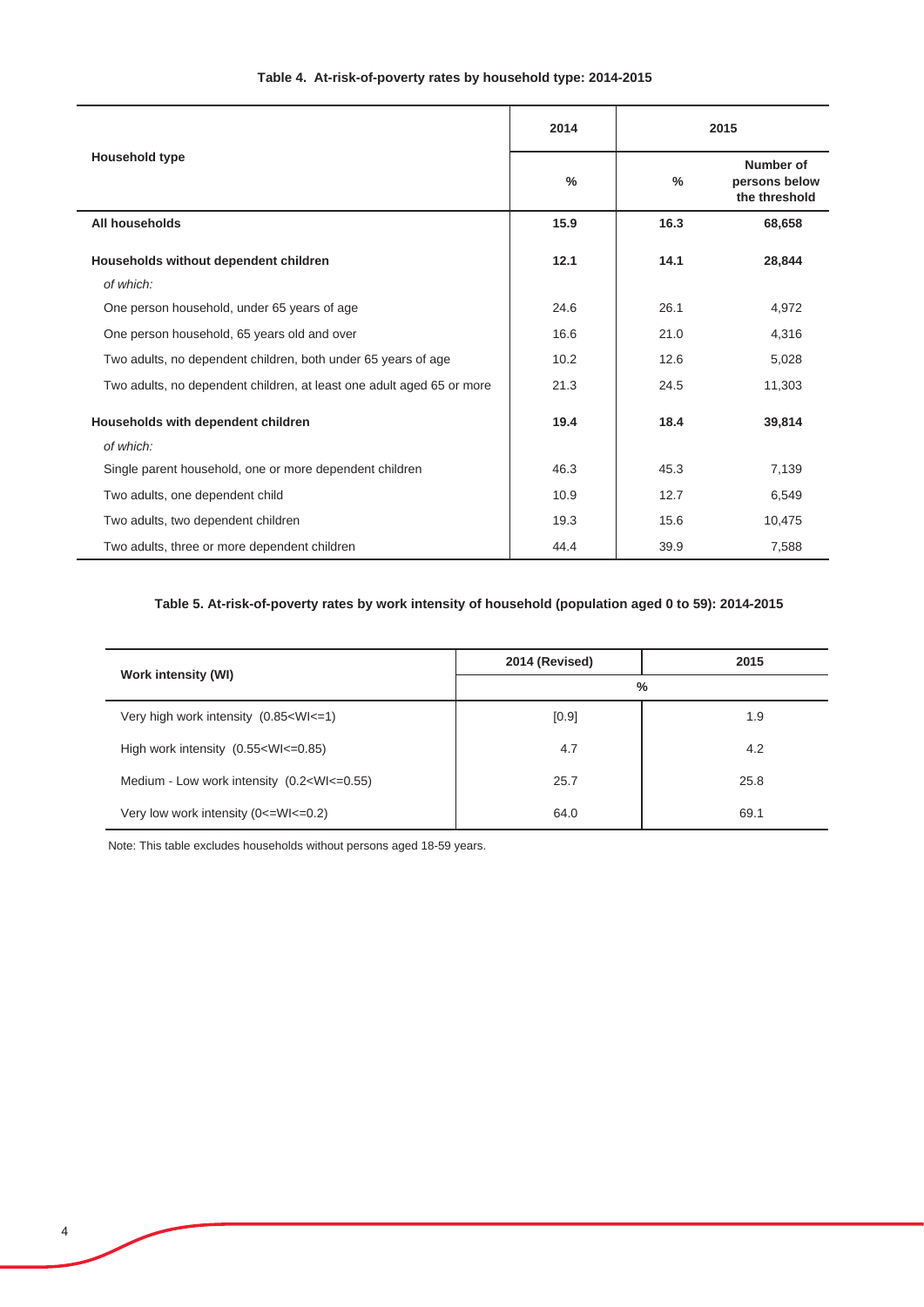**Table 4. At-risk-of-poverty rates by household type: 2014-2015**

| Household type | 2014 | 2015 | |
|---|---|---|---|
| | % | % | Number of persons below the threshold |
| **All households** | **15.9** | **16.3** | **68,658** |
| **Households without dependent children** | **12.1** | **14.1** | **28,844** |
| *of which:* | | | |
| One person household, under 65 years of age | 24.6 | 26.1 | 4,972 |
| One person household, 65 years old and over | 16.6 | 21.0 | 4,316 |
| Two adults, no dependent children, both under 65 years of age | 10.2 | 12.6 | 5,028 |
| Two adults, no dependent children, at least one adult aged 65 or more | 21.3 | 24.5 | 11,303 |
| **Households with dependent children** | **19.4** | **18.4** | **39,814** |
| *of which:* | | | |
| Single parent household, one or more dependent children | 46.3 | 45.3 | 7,139 |
| Two adults, one dependent child | 10.9 | 12.7 | 6,549 |
| Two adults, two dependent children | 19.3 | 15.6 | 10,475 |
| Two adults, three or more dependent children | 44.4 | 39.9 | 7,588 |

**Table 5. At-risk-of-poverty rates by work intensity of household (population aged 0 to 59): 2014-2015**

| Work intensity (WI) | 2014 (Revised) | 2015 |
|---|---|---|
| | % | |
| Very high work intensity (0.85<WI<=1) | [0.9] | 1.9 |
| High work intensity (0.55<WI<=0.85) | 4.7 | 4.2 |
| Medium - Low work intensity (0.2<WI<=0.55) | 25.7 | 25.8 |
| Very low work intensity (0<=WI<=0.2) | 64.0 | 69.1 |

Note: This table excludes households without persons aged 18-59 years.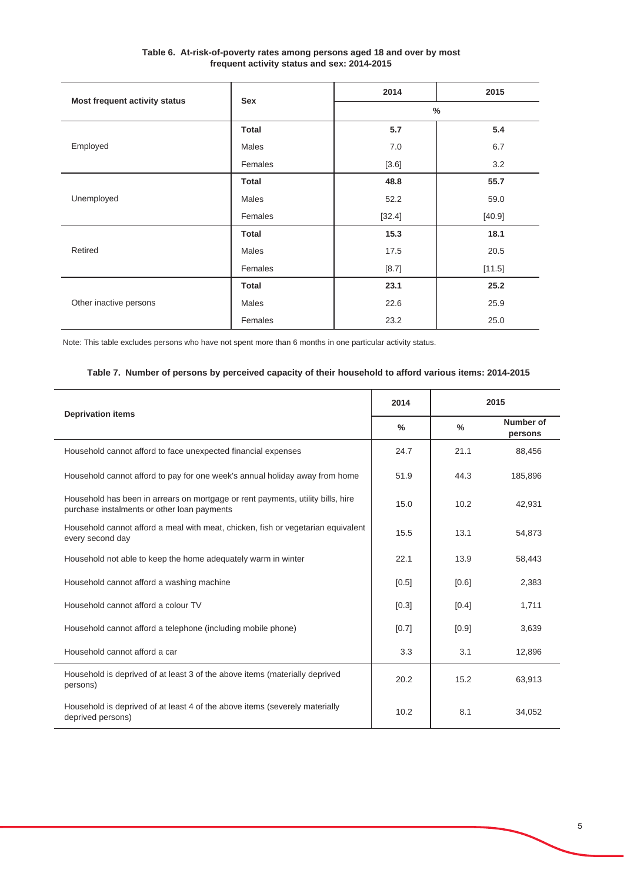**Table 6. At-risk-of-poverty rates among persons aged 18 and over by most frequent activity status and sex: 2014-2015**

| Most frequent activity status | Sex | 2014 | 2015 |
|---|---|---|---|
| | | % | |
| Employed | **Total** | **5.7** | **5.4** |
| | Males | 7.0 | 6.7 |
| | Females | [3.6] | 3.2 |
| Unemployed | **Total** | **48.8** | **55.7** |
| | Males | 52.2 | 59.0 |
| | Females | [32.4] | [40.9] |
| Retired | **Total** | **15.3** | **18.1** |
| | Males | 17.5 | 20.5 |
| | Females | [8.7] | [11.5] |
| Other inactive persons | **Total** | **23.1** | **25.2** |
| | Males | 22.6 | 25.9 |
| | Females | 23.2 | 25.0 |

Note: This table excludes persons who have not spent more than 6 months in one particular activity status.

**Table 7. Number of persons by perceived capacity of their household to afford various items: 2014-2015**

| Deprivation items | 2014 | 2015 | |
|---|---|---|---|
| | % | % | Number of persons |
| Household cannot afford to face unexpected financial expenses | 24.7 | 21.1 | 88,456 |
| Household cannot afford to pay for one week's annual holiday away from home | 51.9 | 44.3 | 185,896 |
| Household has been in arrears on mortgage or rent payments, utility bills, hire purchase instalments or other loan payments | 15.0 | 10.2 | 42,931 |
| Household cannot afford a meal with meat, chicken, fish or vegetarian equivalent every second day | 15.5 | 13.1 | 54,873 |
| Household not able to keep the home adequately warm in winter | 22.1 | 13.9 | 58,443 |
| Household cannot afford a washing machine | [0.5] | [0.6] | 2,383 |
| Household cannot afford a colour TV | [0.3] | [0.4] | 1,711 |
| Household cannot afford a telephone (including mobile phone) | [0.7] | [0.9] | 3,639 |
| Household cannot afford a car | 3.3 | 3.1 | 12,896 |
| Household is deprived of at least 3 of the above items (materially deprived persons) | 20.2 | 15.2 | 63,913 |
| Household is deprived of at least 4 of the above items (severely materially deprived persons) | 10.2 | 8.1 | 34,052 |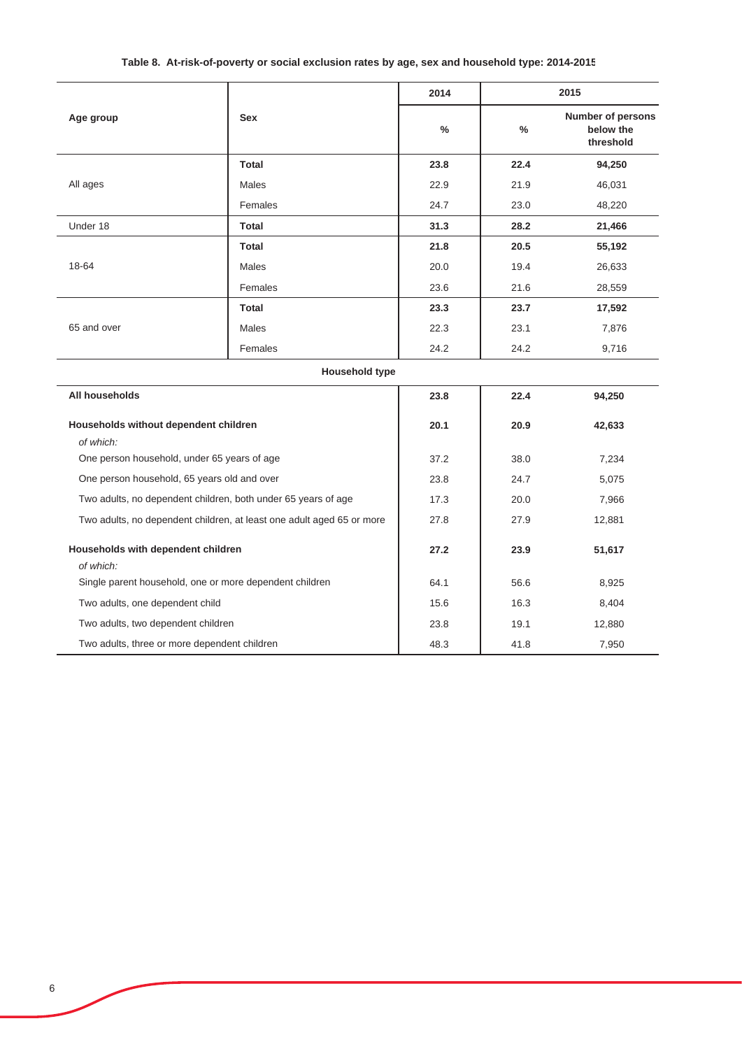**Table 8. At-risk-of-poverty or social exclusion rates by age, sex and household type: 2014-2015**

| Age group | Sex | 2014 | 2015 | |
|---|---|---|---|---|
| | | % | % | Number of persons below the threshold |
| All ages | **Total** | **23.8** | **22.4** | **94,250** |
| | Males | 22.9 | 21.9 | 46,031 |
| | Females | 24.7 | 23.0 | 48,220 |
| Under 18 | **Total** | **31.3** | **28.2** | **21,466** |
| 18-64 | **Total** | **21.8** | **20.5** | **55,192** |
| | Males | 20.0 | 19.4 | 26,633 |
| | Females | 23.6 | 21.6 | 28,559 |
| 65 and over | **Total** | **23.3** | **23.7** | **17,592** |
| | Males | 22.3 | 23.1 | 7,876 |
| | Females | 24.2 | 24.2 | 9,716 |
| **Household type** | | | | |
| **All households** | | **23.8** | **22.4** | **94,250** |
| **Households without dependent children** *of which:* | | **20.1** | **20.9** | **42,633** |
| One person household, under 65 years of age | | 37.2 | 38.0 | 7,234 |
| One person household, 65 years old and over | | 23.8 | 24.7 | 5,075 |
| Two adults, no dependent children, both under 65 years of age | | 17.3 | 20.0 | 7,966 |
| Two adults, no dependent children, at least one adult aged 65 or more | | 27.8 | 27.9 | 12,881 |
| **Households with dependent children** *of which:* | | **27.2** | **23.9** | **51,617** |
| Single parent household, one or more dependent children | | 64.1 | 56.6 | 8,925 |
| Two adults, one dependent child | | 15.6 | 16.3 | 8,404 |
| Two adults, two dependent children | | 23.8 | 19.1 | 12,880 |
| Two adults, three or more dependent children | | 48.3 | 41.8 | 7,950 |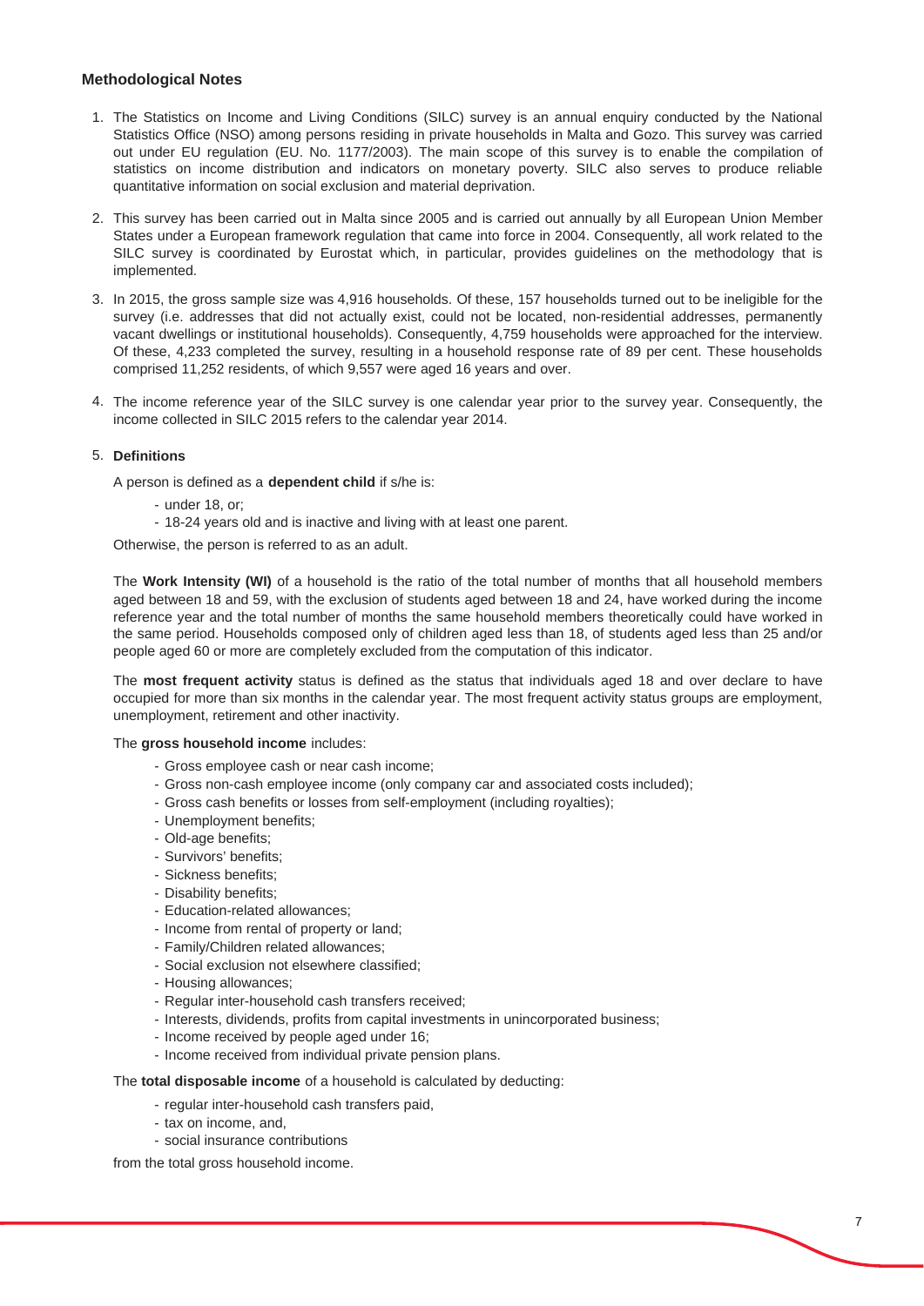## Methodological Notes

1. The Statistics on Income and Living Conditions (SILC) survey is an annual enquiry conducted by the National Statistics Office (NSO) among persons residing in private households in Malta and Gozo. This survey was carried out under EU regulation (EU. No. 1177/2003). The main scope of this survey is to enable the compilation of statistics on income distribution and indicators on monetary poverty. SILC also serves to produce reliable quantitative information on social exclusion and material deprivation.

2. This survey has been carried out in Malta since 2005 and is carried out annually by all European Union Member States under a European framework regulation that came into force in 2004. Consequently, all work related to the SILC survey is coordinated by Eurostat which, in particular, provides guidelines on the methodology that is implemented.

3. In 2015, the gross sample size was 4,916 households. Of these, 157 households turned out to be ineligible for the survey (i.e. addresses that did not actually exist, could not be located, non-residential addresses, permanently vacant dwellings or institutional households). Consequently, 4,759 households were approached for the interview. Of these, 4,233 completed the survey, resulting in a household response rate of 89 per cent. These households comprised 11,252 residents, of which 9,557 were aged 16 years and over.

4. The income reference year of the SILC survey is one calendar year prior to the survey year. Consequently, the income collected in SILC 2015 refers to the calendar year 2014.

5. **Definitions**

   A person is defined as a **dependent child** if s/he is:

   - under 18, or;
   - 18-24 years old and is inactive and living with at least one parent.

   Otherwise, the person is referred to as an adult.

   The **Work Intensity (WI)** of a household is the ratio of the total number of months that all household members aged between 18 and 59, with the exclusion of students aged between 18 and 24, have worked during the income reference year and the total number of months the same household members theoretically could have worked in the same period. Households composed only of children aged less than 18, of students aged less than 25 and/or people aged 60 or more are completely excluded from the computation of this indicator.

   The **most frequent activity** status is defined as the status that individuals aged 18 and over declare to have occupied for more than six months in the calendar year. The most frequent activity status groups are employment, unemployment, retirement and other inactivity.

   The **gross household income** includes:

   - Gross employee cash or near cash income;
   - Gross non-cash employee income (only company car and associated costs included);
   - Gross cash benefits or losses from self-employment (including royalties);
   - Unemployment benefits;
   - Old-age benefits;
   - Survivors' benefits;
   - Sickness benefits;
   - Disability benefits;
   - Education-related allowances;
   - Income from rental of property or land;
   - Family/Children related allowances;
   - Social exclusion not elsewhere classified;
   - Housing allowances;
   - Regular inter-household cash transfers received;
   - Interests, dividends, profits from capital investments in unincorporated business;
   - Income received by people aged under 16;
   - Income received from individual private pension plans.

   The **total disposable income** of a household is calculated by deducting:

   - regular inter-household cash transfers paid,
   - tax on income, and,
   - social insurance contributions

   from the total gross household income.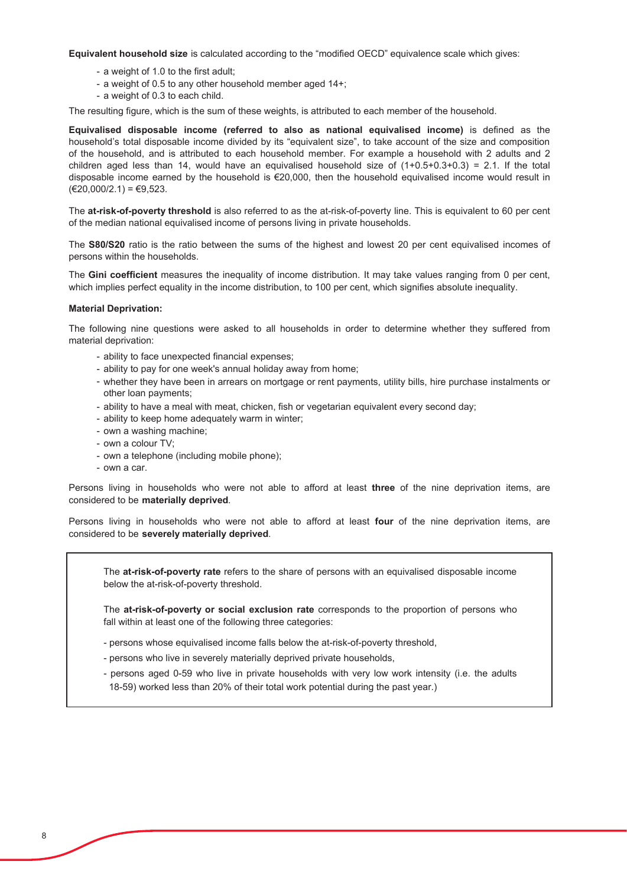**Equivalent household size** is calculated according to the "modified OECD" equivalence scale which gives:

- a weight of 1.0 to the first adult;
- a weight of 0.5 to any other household member aged 14+;
- a weight of 0.3 to each child.

The resulting figure, which is the sum of these weights, is attributed to each member of the household.

**Equivalised disposable income (referred to also as national equivalised income)** is defined as the household's total disposable income divided by its "equivalent size", to take account of the size and composition of the household, and is attributed to each household member. For example a household with 2 adults and 2 children aged less than 14, would have an equivalised household size of (1+0.5+0.3+0.3) = 2.1. If the total disposable income earned by the household is €20,000, then the household equivalised income would result in (€20,000/2.1) = €9,523.

The **at-risk-of-poverty threshold** is also referred to as the at-risk-of-poverty line. This is equivalent to 60 per cent of the median national equivalised income of persons living in private households.

The **S80/S20** ratio is the ratio between the sums of the highest and lowest 20 per cent equivalised incomes of persons within the households.

The **Gini coefficient** measures the inequality of income distribution. It may take values ranging from 0 per cent, which implies perfect equality in the income distribution, to 100 per cent, which signifies absolute inequality.

**Material Deprivation:**

The following nine questions were asked to all households in order to determine whether they suffered from material deprivation:

- ability to face unexpected financial expenses;
- ability to pay for one week's annual holiday away from home;
- whether they have been in arrears on mortgage or rent payments, utility bills, hire purchase instalments or other loan payments;
- ability to have a meal with meat, chicken, fish or vegetarian equivalent every second day;
- ability to keep home adequately warm in winter;
- own a washing machine;
- own a colour TV;
- own a telephone (including mobile phone);
- own a car.

Persons living in households who were not able to afford at least **three** of the nine deprivation items, are considered to be **materially deprived**.

Persons living in households who were not able to afford at least **four** of the nine deprivation items, are considered to be **severely materially deprived**.

The **at-risk-of-poverty rate** refers to the share of persons with an equivalised disposable income below the at-risk-of-poverty threshold.

The **at-risk-of-poverty or social exclusion rate** corresponds to the proportion of persons who fall within at least one of the following three categories:

- persons whose equivalised income falls below the at-risk-of-poverty threshold,
- persons who live in severely materially deprived private households,
- persons aged 0-59 who live in private households with very low work intensity (i.e. the adults 18-59) worked less than 20% of their total work potential during the past year.)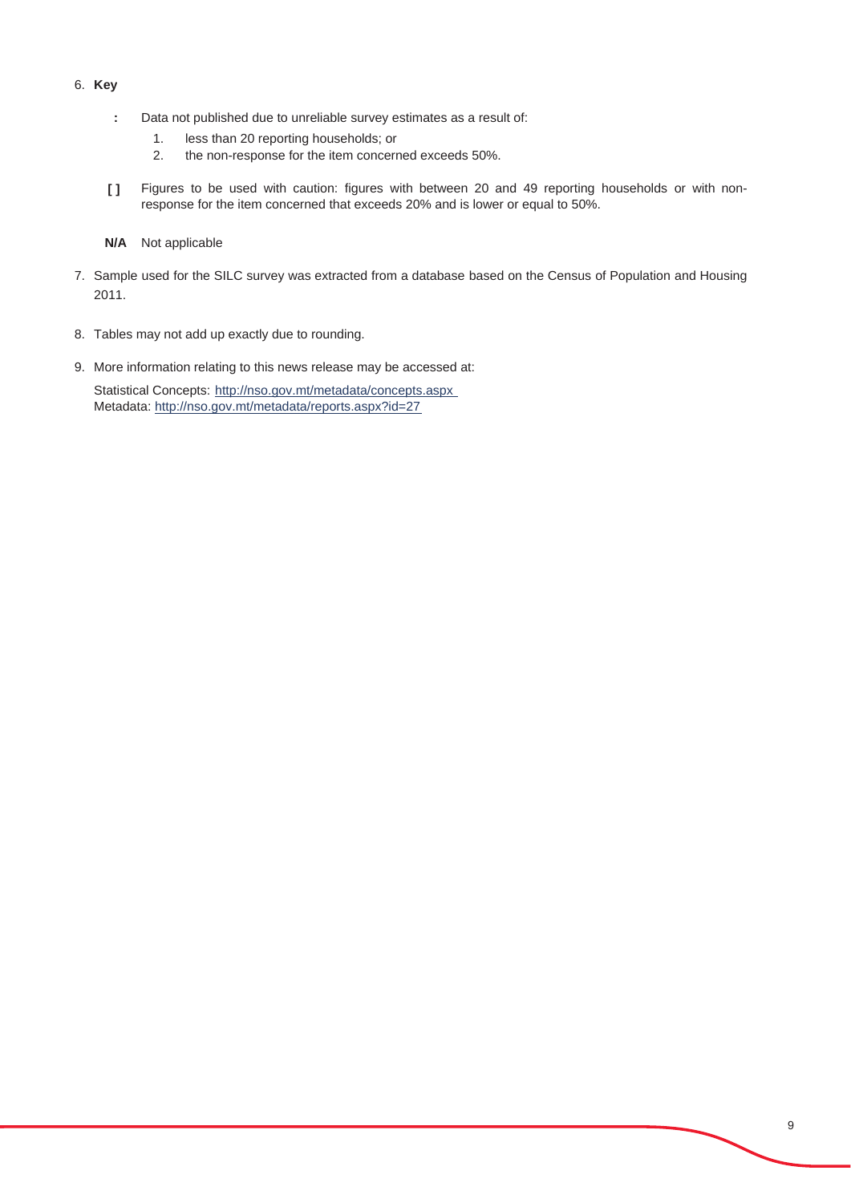6. **Key**

   **:** Data not published due to unreliable survey estimates as a result of:

   1. less than 20 reporting households; or
   2. the non-response for the item concerned exceeds 50%.

   **[ ]** Figures to be used with caution: figures with between 20 and 49 reporting households or with non-response for the item concerned that exceeds 20% and is lower or equal to 50%.

   **N/A** Not applicable

7. Sample used for the SILC survey was extracted from a database based on the Census of Population and Housing 2011.

8. Tables may not add up exactly due to rounding.

9. More information relating to this news release may be accessed at:

   Statistical Concepts: http://nso.gov.mt/metadata/concepts.aspx
   Metadata: http://nso.gov.mt/metadata/reports.aspx?id=27